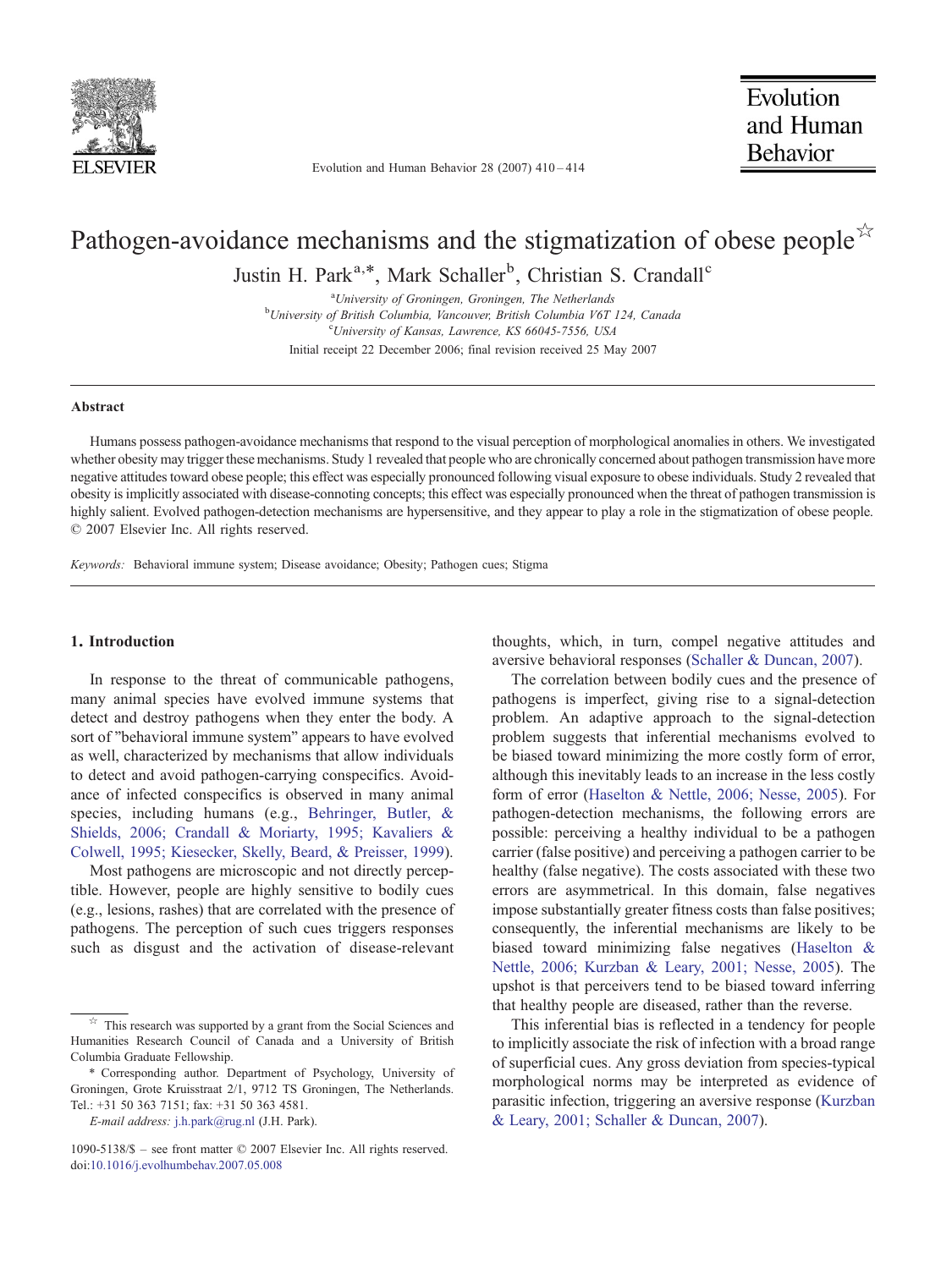# Pathogen-avoidance mechanisms and the stigmatization of obese people ☆

Justin H. Park[a,*], Mark Schaller[b], Christian S. Crandall[c]

[a]University of Groningen, Groningen, The Netherlands
[b]University of British Columbia, Vancouver, British Columbia V6T 124, Canada
[c]University of Kansas, Lawrence, KS 66045-7556, USA

Initial receipt 22 December 2006; final revision received 25 May 2007

## Abstract

Humans possess pathogen-avoidance mechanisms that respond to the visual perception of morphological anomalies in others. We investigated whether obesity may trigger these mechanisms. Study 1 revealed that people who are chronically concerned about pathogen transmission have more negative attitudes toward obese people; this effect was especially pronounced following visual exposure to obese individuals. Study 2 revealed that obesity is implicitly associated with disease-connoting concepts; this effect was especially pronounced when the threat of pathogen transmission is highly salient. Evolved pathogen-detection mechanisms are hypersensitive, and they appear to play a role in the stigmatization of obese people.
© 2007 Elsevier Inc. All rights reserved.

*Keywords:* Behavioral immune system; Disease avoidance; Obesity; Pathogen cues; Stigma

## 1. Introduction

In response to the threat of communicable pathogens, many animal species have evolved immune systems that detect and destroy pathogens when they enter the body. A sort of "behavioral immune system" appears to have evolved as well, characterized by mechanisms that allow individuals to detect and avoid pathogen-carrying conspecifics. Avoidance of infected conspecifics is observed in many animal species, including humans (e.g., Behringer, Butler, & Shields, 2006; Crandall & Moriarty, 1995; Kavaliers & Colwell, 1995; Kiesecker, Skelly, Beard, & Preisser, 1999).

Most pathogens are microscopic and not directly perceptible. However, people are highly sensitive to bodily cues (e.g., lesions, rashes) that are correlated with the presence of pathogens. The perception of such cues triggers responses such as disgust and the activation of disease-relevant thoughts, which, in turn, compel negative attitudes and aversive behavioral responses (Schaller & Duncan, 2007).

The correlation between bodily cues and the presence of pathogens is imperfect, giving rise to a signal-detection problem. An adaptive approach to the signal-detection problem suggests that inferential mechanisms evolved to be biased toward minimizing the more costly form of error, although this inevitably leads to an increase in the less costly form of error (Haselton & Nettle, 2006; Nesse, 2005). For pathogen-detection mechanisms, the following errors are possible: perceiving a healthy individual to be a pathogen carrier (false positive) and perceiving a pathogen carrier to be healthy (false negative). The costs associated with these two errors are asymmetrical. In this domain, false negatives impose substantially greater fitness costs than false positives; consequently, the inferential mechanisms are likely to be biased toward minimizing false negatives (Haselton & Nettle, 2006; Kurzban & Leary, 2001; Nesse, 2005). The upshot is that perceivers tend to be biased toward inferring that healthy people are diseased, rather than the reverse.

This inferential bias is reflected in a tendency for people to implicitly associate the risk of infection with a broad range of superficial cues. Any gross deviation from species-typical morphological norms may be interpreted as evidence of parasitic infection, triggering an aversive response (Kurzban & Leary, 2001; Schaller & Duncan, 2007).

☆ This research was supported by a grant from the Social Sciences and Humanities Research Council of Canada and a University of British Columbia Graduate Fellowship.

\* Corresponding author. Department of Psychology, University of Groningen, Grote Kruisstraat 2/1, 9712 TS Groningen, The Netherlands. Tel.: +31 50 363 7151; fax: +31 50 363 4581.

*E-mail address:* j.h.park@rug.nl (J.H. Park).

1090-5138/$ – see front matter © 2007 Elsevier Inc. All rights reserved.
doi:10.1016/j.evolhumbehav.2007.05.008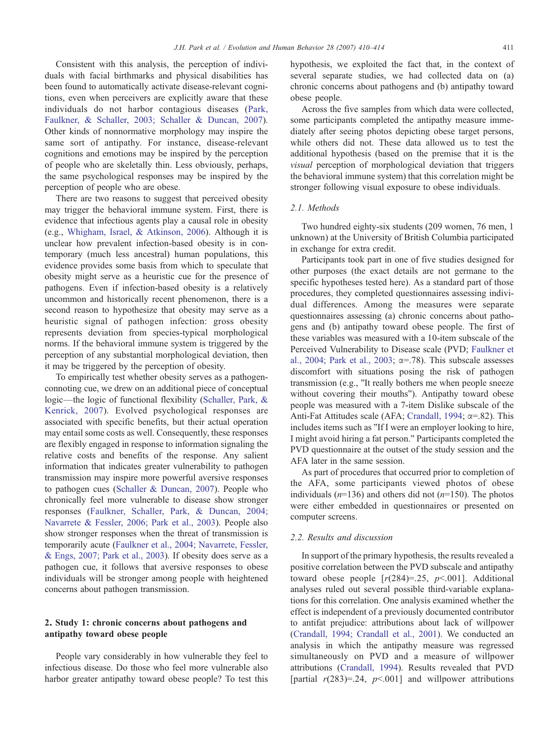Consistent with this analysis, the perception of individuals with facial birthmarks and physical disabilities has been found to automatically activate disease-relevant cognitions, even when perceivers are explicitly aware that these individuals do not harbor contagious diseases (Park, Faulkner, & Schaller, 2003; Schaller & Duncan, 2007). Other kinds of nonnormative morphology may inspire the same sort of antipathy. For instance, disease-relevant cognitions and emotions may be inspired by the perception of people who are skeletally thin. Less obviously, perhaps, the same psychological responses may be inspired by the perception of people who are obese.

There are two reasons to suggest that perceived obesity may trigger the behavioral immune system. First, there is evidence that infectious agents play a causal role in obesity (e.g., Whigham, Israel, & Atkinson, 2006). Although it is unclear how prevalent infection-based obesity is in contemporary (much less ancestral) human populations, this evidence provides some basis from which to speculate that obesity might serve as a heuristic cue for the presence of pathogens. Even if infection-based obesity is a relatively uncommon and historically recent phenomenon, there is a second reason to hypothesize that obesity may serve as a heuristic signal of pathogen infection: gross obesity represents deviation from species-typical morphological norms. If the behavioral immune system is triggered by the perception of any substantial morphological deviation, then it may be triggered by the perception of obesity.

To empirically test whether obesity serves as a pathogen-connoting cue, we drew on an additional piece of conceptual logic—the logic of functional flexibility (Schaller, Park, & Kenrick, 2007). Evolved psychological responses are associated with specific benefits, but their actual operation may entail some costs as well. Consequently, these responses are flexibly engaged in response to information signaling the relative costs and benefits of the response. Any salient information that indicates greater vulnerability to pathogen transmission may inspire more powerful aversive responses to pathogen cues (Schaller & Duncan, 2007). People who chronically feel more vulnerable to disease show stronger responses (Faulkner, Schaller, Park, & Duncan, 2004; Navarrete & Fessler, 2006; Park et al., 2003). People also show stronger responses when the threat of transmission is temporarily acute (Faulkner et al., 2004; Navarrete, Fessler, & Engs, 2007; Park et al., 2003). If obesity does serve as a pathogen cue, it follows that aversive responses to obese individuals will be stronger among people with heightened concerns about pathogen transmission.

## 2. Study 1: chronic concerns about pathogens and antipathy toward obese people

People vary considerably in how vulnerable they feel to infectious disease. Do those who feel more vulnerable also harbor greater antipathy toward obese people? To test this hypothesis, we exploited the fact that, in the context of several separate studies, we had collected data on (a) chronic concerns about pathogens and (b) antipathy toward obese people.

Across the five samples from which data were collected, some participants completed the antipathy measure immediately after seeing photos depicting obese target persons, while others did not. These data allowed us to test the additional hypothesis (based on the premise that it is the *visual* perception of morphological deviation that triggers the behavioral immune system) that this correlation might be stronger following visual exposure to obese individuals.

### 2.1. Methods

Two hundred eighty-six students (209 women, 76 men, 1 unknown) at the University of British Columbia participated in exchange for extra credit.

Participants took part in one of five studies designed for other purposes (the exact details are not germane to the specific hypotheses tested here). As a standard part of those procedures, they completed questionnaires assessing individual differences. Among the measures were separate questionnaires assessing (a) chronic concerns about pathogens and (b) antipathy toward obese people. The first of these variables was measured with a 10-item subscale of the Perceived Vulnerability to Disease scale (PVD; Faulkner et al., 2004; Park et al., 2003; $\alpha$=.78). This subscale assesses discomfort with situations posing the risk of pathogen transmission (e.g., "It really bothers me when people sneeze without covering their mouths"). Antipathy toward obese people was measured with a 7-item Dislike subscale of the Anti-Fat Attitudes scale (AFA; Crandall, 1994; $\alpha$=.82). This includes items such as "If I were an employer looking to hire, I might avoid hiring a fat person." Participants completed the PVD questionnaire at the outset of the study session and the AFA later in the same session.

As part of procedures that occurred prior to completion of the AFA, some participants viewed photos of obese individuals ($n$=136) and others did not ($n$=150). The photos were either embedded in questionnaires or presented on computer screens.

### 2.2. Results and discussion

In support of the primary hypothesis, the results revealed a positive correlation between the PVD subscale and antipathy toward obese people [$r(284)$=.25, $p$<.001]. Additional analyses ruled out several possible third-variable explanations for this correlation. One analysis examined whether the effect is independent of a previously documented contributor to antifat prejudice: attributions about lack of willpower (Crandall, 1994; Crandall et al., 2001). We conducted an analysis in which the antipathy measure was regressed simultaneously on PVD and a measure of willpower attributions (Crandall, 1994). Results revealed that PVD [partial $r(283)$=.24, $p$<.001] and willpower attributions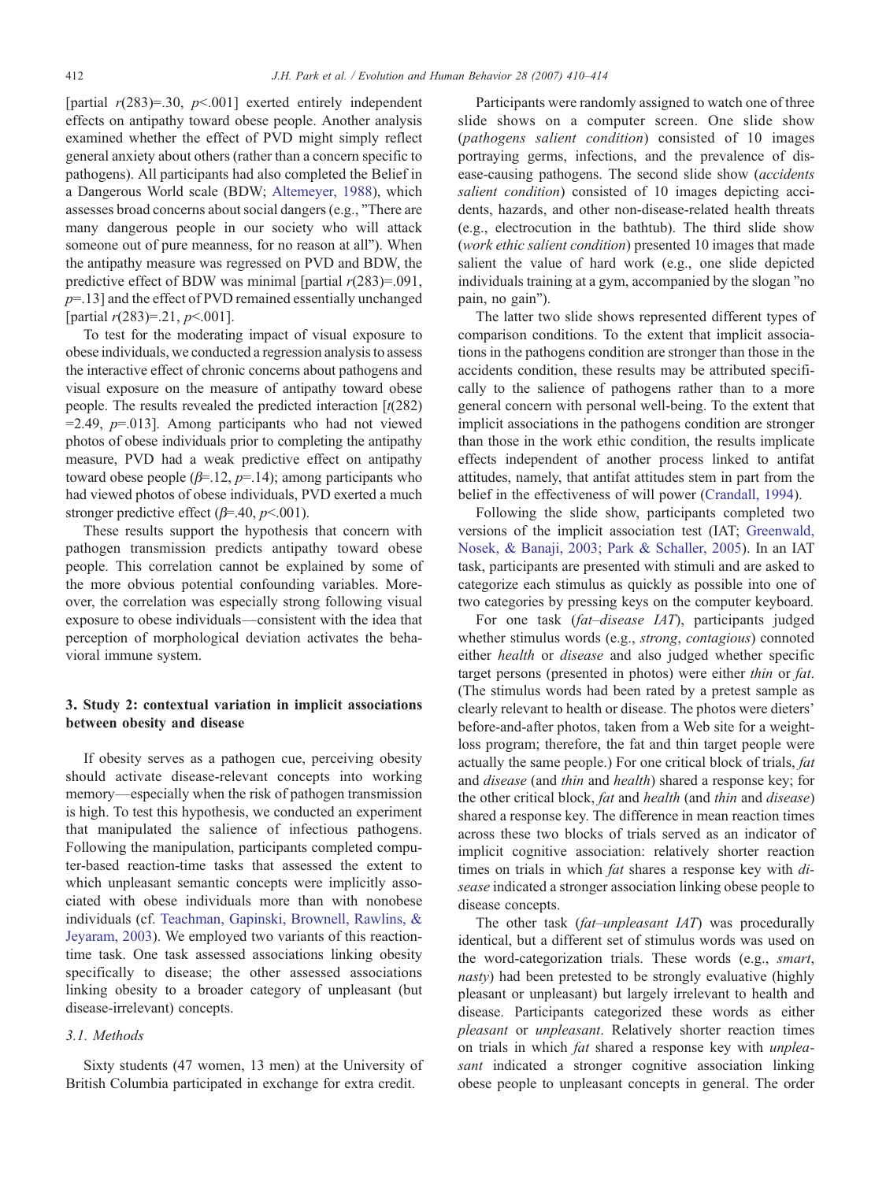[partial $r(283)=.30$, $p<.001$] exerted entirely independent effects on antipathy toward obese people. Another analysis examined whether the effect of PVD might simply reflect general anxiety about others (rather than a concern specific to pathogens). All participants had also completed the Belief in a Dangerous World scale (BDW; Altemeyer, 1988), which assesses broad concerns about social dangers (e.g., "There are many dangerous people in our society who will attack someone out of pure meanness, for no reason at all"). When the antipathy measure was regressed on PVD and BDW, the predictive effect of BDW was minimal [partial $r(283)=.091$, $p=.13$] and the effect of PVD remained essentially unchanged [partial $r(283)=.21$, $p<.001$].

To test for the moderating impact of visual exposure to obese individuals, we conducted a regression analysis to assess the interactive effect of chronic concerns about pathogens and visual exposure on the measure of antipathy toward obese people. The results revealed the predicted interaction [$t(282)=2.49$, $p=.013$]. Among participants who had not viewed photos of obese individuals prior to completing the antipathy measure, PVD had a weak predictive effect on antipathy toward obese people ($\beta=.12$, $p=.14$); among participants who had viewed photos of obese individuals, PVD exerted a much stronger predictive effect ($\beta=.40$, $p<.001$).

These results support the hypothesis that concern with pathogen transmission predicts antipathy toward obese people. This correlation cannot be explained by some of the more obvious potential confounding variables. Moreover, the correlation was especially strong following visual exposure to obese individuals—consistent with the idea that perception of morphological deviation activates the behavioral immune system.

## 3. Study 2: contextual variation in implicit associations between obesity and disease

If obesity serves as a pathogen cue, perceiving obesity should activate disease-relevant concepts into working memory—especially when the risk of pathogen transmission is high. To test this hypothesis, we conducted an experiment that manipulated the salience of infectious pathogens. Following the manipulation, participants completed computer-based reaction-time tasks that assessed the extent to which unpleasant semantic concepts were implicitly associated with obese individuals more than with nonobese individuals (cf. Teachman, Gapinski, Brownell, Rawlins, & Jeyaram, 2003). We employed two variants of this reaction-time task. One task assessed associations linking obesity specifically to disease; the other assessed associations linking obesity to a broader category of unpleasant (but disease-irrelevant) concepts.

### 3.1. Methods

Sixty students (47 women, 13 men) at the University of British Columbia participated in exchange for extra credit.

Participants were randomly assigned to watch one of three slide shows on a computer screen. One slide show (*pathogens salient condition*) consisted of 10 images portraying germs, infections, and the prevalence of disease-causing pathogens. The second slide show (*accidents salient condition*) consisted of 10 images depicting accidents, hazards, and other non-disease-related health threats (e.g., electrocution in the bathtub). The third slide show (*work ethic salient condition*) presented 10 images that made salient the value of hard work (e.g., one slide depicted individuals training at a gym, accompanied by the slogan "no pain, no gain").

The latter two slide shows represented different types of comparison conditions. To the extent that implicit associations in the pathogens condition are stronger than those in the accidents condition, these results may be attributed specifically to the salience of pathogens rather than to a more general concern with personal well-being. To the extent that implicit associations in the pathogens condition are stronger than those in the work ethic condition, the results implicate effects independent of another process linked to antifat attitudes, namely, that antifat attitudes stem in part from the belief in the effectiveness of will power (Crandall, 1994).

Following the slide show, participants completed two versions of the implicit association test (IAT; Greenwald, Nosek, & Banaji, 2003; Park & Schaller, 2005). In an IAT task, participants are presented with stimuli and are asked to categorize each stimulus as quickly as possible into one of two categories by pressing keys on the computer keyboard.

For one task (*fat–disease IAT*), participants judged whether stimulus words (e.g., *strong*, *contagious*) connoted either *health* or *disease* and also judged whether specific target persons (presented in photos) were either *thin* or *fat*. (The stimulus words had been rated by a pretest sample as clearly relevant to health or disease. The photos were dieters' before-and-after photos, taken from a Web site for a weight-loss program; therefore, the fat and thin target people were actually the same people.) For one critical block of trials, *fat* and *disease* (and *thin* and *health*) shared a response key; for the other critical block, *fat* and *health* (and *thin* and *disease*) shared a response key. The difference in mean reaction times across these two blocks of trials served as an indicator of implicit cognitive association: relatively shorter reaction times on trials in which *fat* shares a response key with *disease* indicated a stronger association linking obese people to disease concepts.

The other task (*fat–unpleasant IAT*) was procedurally identical, but a different set of stimulus words was used on the word-categorization trials. These words (e.g., *smart*, *nasty*) had been pretested to be strongly evaluative (highly pleasant or unpleasant) but largely irrelevant to health and disease. Participants categorized these words as either *pleasant* or *unpleasant*. Relatively shorter reaction times on trials in which *fat* shared a response key with *unpleasant* indicated a stronger cognitive association linking obese people to unpleasant concepts in general. The order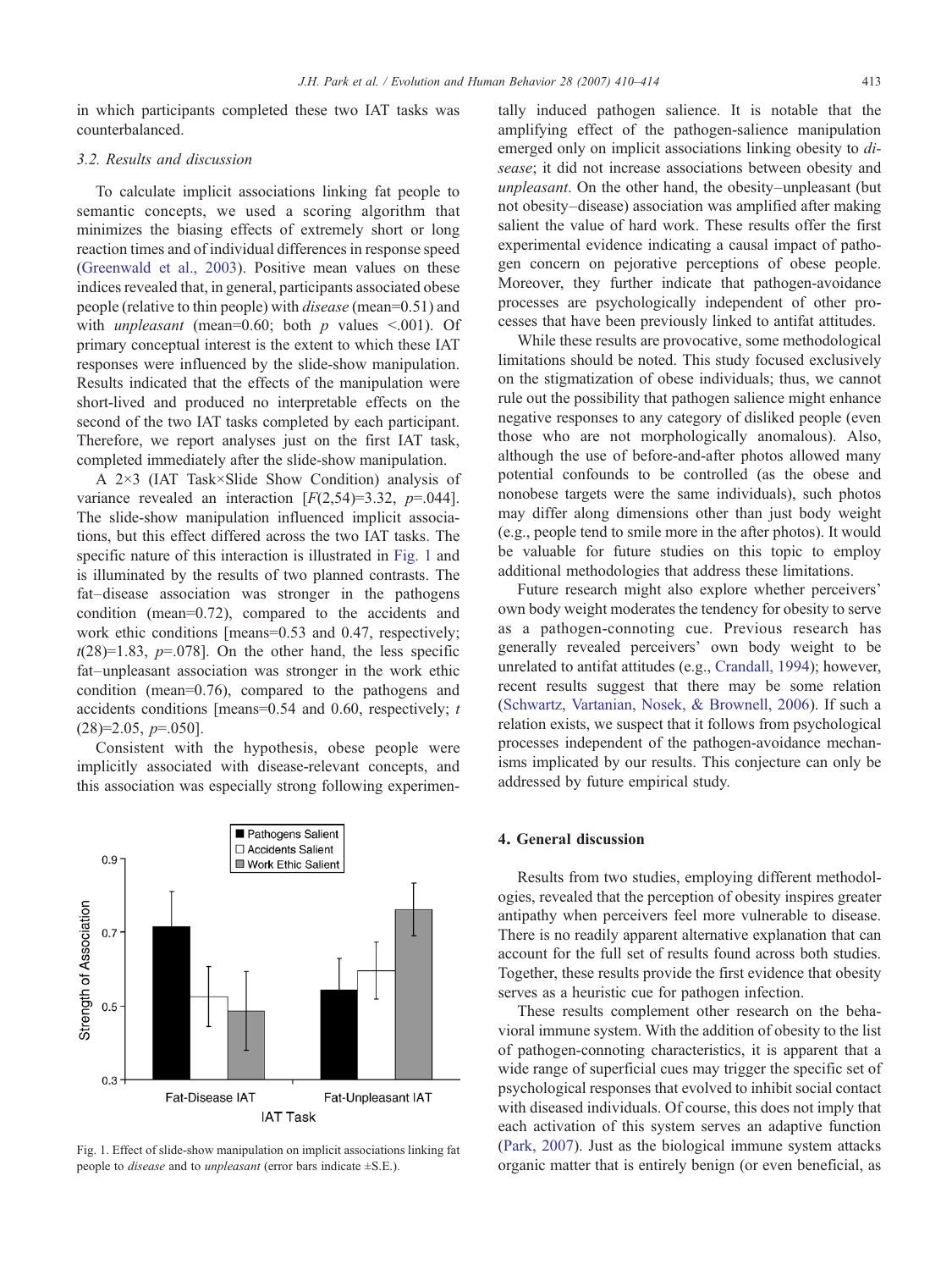in which participants completed these two IAT tasks was counterbalanced.

### 3.2. Results and discussion

To calculate implicit associations linking fat people to semantic concepts, we used a scoring algorithm that minimizes the biasing effects of extremely short or long reaction times and of individual differences in response speed (Greenwald et al., 2003). Positive mean values on these indices revealed that, in general, participants associated obese people (relative to thin people) with *disease* (mean=0.51) and with *unpleasant* (mean=0.60; both $p$ values <.001). Of primary conceptual interest is the extent to which these IAT responses were influenced by the slide-show manipulation. Results indicated that the effects of the manipulation were short-lived and produced no interpretable effects on the second of the two IAT tasks completed by each participant. Therefore, we report analyses just on the first IAT task, completed immediately after the slide-show manipulation.

A 2×3 (IAT Task×Slide Show Condition) analysis of variance revealed an interaction [$F(2,54)=3.32$, $p=.044$]. The slide-show manipulation influenced implicit associations, but this effect differed across the two IAT tasks. The specific nature of this interaction is illustrated in Fig. 1 and is illuminated by the results of two planned contrasts. The fat–disease association was stronger in the pathogens condition (mean=0.72), compared to the accidents and work ethic conditions [means=0.53 and 0.47, respectively; $t(28)=1.83$, $p=.078$]. On the other hand, the less specific fat–unpleasant association was stronger in the work ethic condition (mean=0.76), compared to the pathogens and accidents conditions [means=0.54 and 0.60, respectively; $t(28)=2.05$, $p=.050$].

Consistent with the hypothesis, obese people were implicitly associated with disease-relevant concepts, and this association was especially strong following experimentally induced pathogen salience. It is notable that the amplifying effect of the pathogen-salience manipulation emerged only on implicit associations linking obesity to *disease*; it did not increase associations between obesity and *unpleasant*. On the other hand, the obesity–unpleasant (but not obesity–disease) association was amplified after making salient the value of hard work. These results offer the first experimental evidence indicating a causal impact of pathogen concern on pejorative perceptions of obese people. Moreover, they further indicate that pathogen-avoidance processes are psychologically independent of other processes that have been previously linked to antifat attitudes.

While these results are provocative, some methodological limitations should be noted. This study focused exclusively on the stigmatization of obese individuals; thus, we cannot rule out the possibility that pathogen salience might enhance negative responses to any category of disliked people (even those who are not morphologically anomalous). Also, although the use of before-and-after photos allowed many potential confounds to be controlled (as the obese and nonobese targets were the same individuals), such photos may differ along dimensions other than just body weight (e.g., people tend to smile more in the after photos). It would be valuable for future studies on this topic to employ additional methodologies that address these limitations.

Future research might also explore whether perceivers' own body weight moderates the tendency for obesity to serve as a pathogen-connoting cue. Previous research has generally revealed perceivers' own body weight to be unrelated to antifat attitudes (e.g., Crandall, 1994); however, recent results suggest that there may be some relation (Schwartz, Vartanian, Nosek, & Brownell, 2006). If such a relation exists, we suspect that it follows from psychological processes independent of the pathogen-avoidance mechanisms implicated by our results. This conjecture can only be addressed by future empirical study.

Fig. 1. Effect of slide-show manipulation on implicit associations linking fat people to *disease* and to *unpleasant* (error bars indicate ±S.E.).

## 4. General discussion

Results from two studies, employing different methodologies, revealed that the perception of obesity inspires greater antipathy when perceivers feel more vulnerable to disease. There is no readily apparent alternative explanation that can account for the full set of results found across both studies. Together, these results provide the first evidence that obesity serves as a heuristic cue for pathogen infection.

These results complement other research on the behavioral immune system. With the addition of obesity to the list of pathogen-connoting characteristics, it is apparent that a wide range of superficial cues may trigger the specific set of psychological responses that evolved to inhibit social contact with diseased individuals. Of course, this does not imply that each activation of this system serves an adaptive function (Park, 2007). Just as the biological immune system attacks organic matter that is entirely benign (or even beneficial, as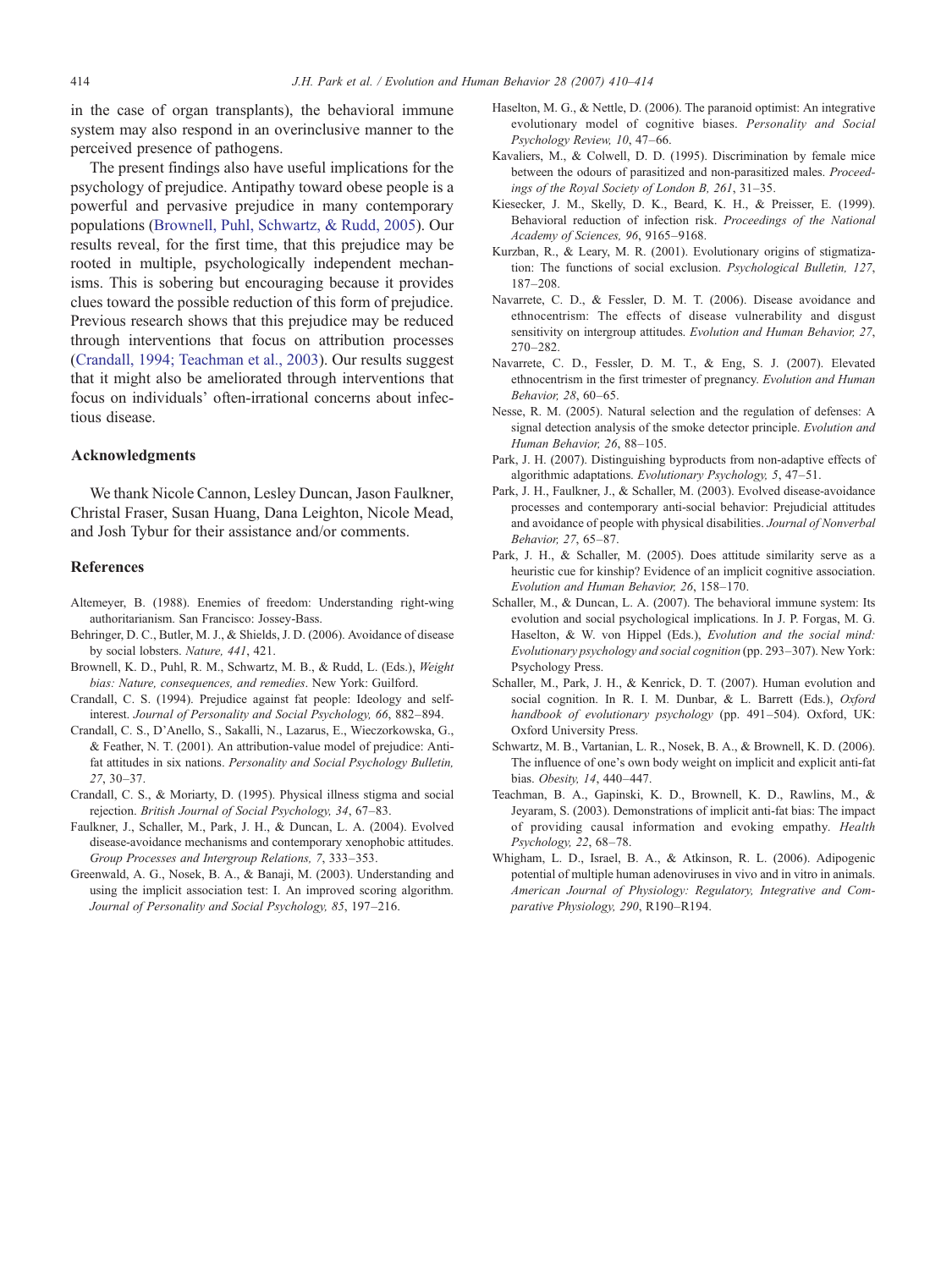in the case of organ transplants), the behavioral immune system may also respond in an overinclusive manner to the perceived presence of pathogens.

The present findings also have useful implications for the psychology of prejudice. Antipathy toward obese people is a powerful and pervasive prejudice in many contemporary populations (Brownell, Puhl, Schwartz, & Rudd, 2005). Our results reveal, for the first time, that this prejudice may be rooted in multiple, psychologically independent mechanisms. This is sobering but encouraging because it provides clues toward the possible reduction of this form of prejudice. Previous research shows that this prejudice may be reduced through interventions that focus on attribution processes (Crandall, 1994; Teachman et al., 2003). Our results suggest that it might also be ameliorated through interventions that focus on individuals' often-irrational concerns about infectious disease.

## Acknowledgments

We thank Nicole Cannon, Lesley Duncan, Jason Faulkner, Christal Fraser, Susan Huang, Dana Leighton, Nicole Mead, and Josh Tybur for their assistance and/or comments.

## References

Altemeyer, B. (1988). Enemies of freedom: Understanding right-wing authoritarianism. San Francisco: Jossey-Bass.

Behringer, D. C., Butler, M. J., & Shields, J. D. (2006). Avoidance of disease by social lobsters. *Nature, 441*, 421.

Brownell, K. D., Puhl, R. M., Schwartz, M. B., & Rudd, L. (Eds.), *Weight bias: Nature, consequences, and remedies*. New York: Guilford.

Crandall, C. S. (1994). Prejudice against fat people: Ideology and self-interest. *Journal of Personality and Social Psychology, 66*, 882–894.

Crandall, C. S., D'Anello, S., Sakalli, N., Lazarus, E., Wieczorkowska, G., & Feather, N. T. (2001). An attribution-value model of prejudice: Anti-fat attitudes in six nations. *Personality and Social Psychology Bulletin, 27*, 30–37.

Crandall, C. S., & Moriarty, D. (1995). Physical illness stigma and social rejection. *British Journal of Social Psychology, 34*, 67–83.

Faulkner, J., Schaller, M., Park, J. H., & Duncan, L. A. (2004). Evolved disease-avoidance mechanisms and contemporary xenophobic attitudes. *Group Processes and Intergroup Relations, 7*, 333–353.

Greenwald, A. G., Nosek, B. A., & Banaji, M. (2003). Understanding and using the implicit association test: I. An improved scoring algorithm. *Journal of Personality and Social Psychology, 85*, 197–216.

Haselton, M. G., & Nettle, D. (2006). The paranoid optimist: An integrative evolutionary model of cognitive biases. *Personality and Social Psychology Review, 10*, 47–66.

Kavaliers, M., & Colwell, D. D. (1995). Discrimination by female mice between the odours of parasitized and non-parasitized males. *Proceedings of the Royal Society of London B, 261*, 31–35.

Kiesecker, J. M., Skelly, D. K., Beard, K. H., & Preisser, E. (1999). Behavioral reduction of infection risk. *Proceedings of the National Academy of Sciences, 96*, 9165–9168.

Kurzban, R., & Leary, M. R. (2001). Evolutionary origins of stigmatization: The functions of social exclusion. *Psychological Bulletin, 127*, 187–208.

Navarrete, C. D., & Fessler, D. M. T. (2006). Disease avoidance and ethnocentrism: The effects of disease vulnerability and disgust sensitivity on intergroup attitudes. *Evolution and Human Behavior, 27*, 270–282.

Navarrete, C. D., Fessler, D. M. T., & Eng, S. J. (2007). Elevated ethnocentrism in the first trimester of pregnancy. *Evolution and Human Behavior, 28*, 60–65.

Nesse, R. M. (2005). Natural selection and the regulation of defenses: A signal detection analysis of the smoke detector principle. *Evolution and Human Behavior, 26*, 88–105.

Park, J. H. (2007). Distinguishing byproducts from non-adaptive effects of algorithmic adaptations. *Evolutionary Psychology, 5*, 47–51.

Park, J. H., Faulkner, J., & Schaller, M. (2003). Evolved disease-avoidance processes and contemporary anti-social behavior: Prejudicial attitudes and avoidance of people with physical disabilities. *Journal of Nonverbal Behavior, 27*, 65–87.

Park, J. H., & Schaller, M. (2005). Does attitude similarity serve as a heuristic cue for kinship? Evidence of an implicit cognitive association. *Evolution and Human Behavior, 26*, 158–170.

Schaller, M., & Duncan, L. A. (2007). The behavioral immune system: Its evolution and social psychological implications. In J. P. Forgas, M. G. Haselton, & W. von Hippel (Eds.), *Evolution and the social mind: Evolutionary psychology and social cognition* (pp. 293–307). New York: Psychology Press.

Schaller, M., Park, J. H., & Kenrick, D. T. (2007). Human evolution and social cognition. In R. I. M. Dunbar, & L. Barrett (Eds.), *Oxford handbook of evolutionary psychology* (pp. 491–504). Oxford, UK: Oxford University Press.

Schwartz, M. B., Vartanian, L. R., Nosek, B. A., & Brownell, K. D. (2006). The influence of one's own body weight on implicit and explicit anti-fat bias. *Obesity, 14*, 440–447.

Teachman, B. A., Gapinski, K. D., Brownell, K. D., Rawlins, M., & Jeyaram, S. (2003). Demonstrations of implicit anti-fat bias: The impact of providing causal information and evoking empathy. *Health Psychology, 22*, 68–78.

Whigham, L. D., Israel, B. A., & Atkinson, R. L. (2006). Adipogenic potential of multiple human adenoviruses in vivo and in vitro in animals. *American Journal of Physiology: Regulatory, Integrative and Comparative Physiology, 290*, R190–R194.